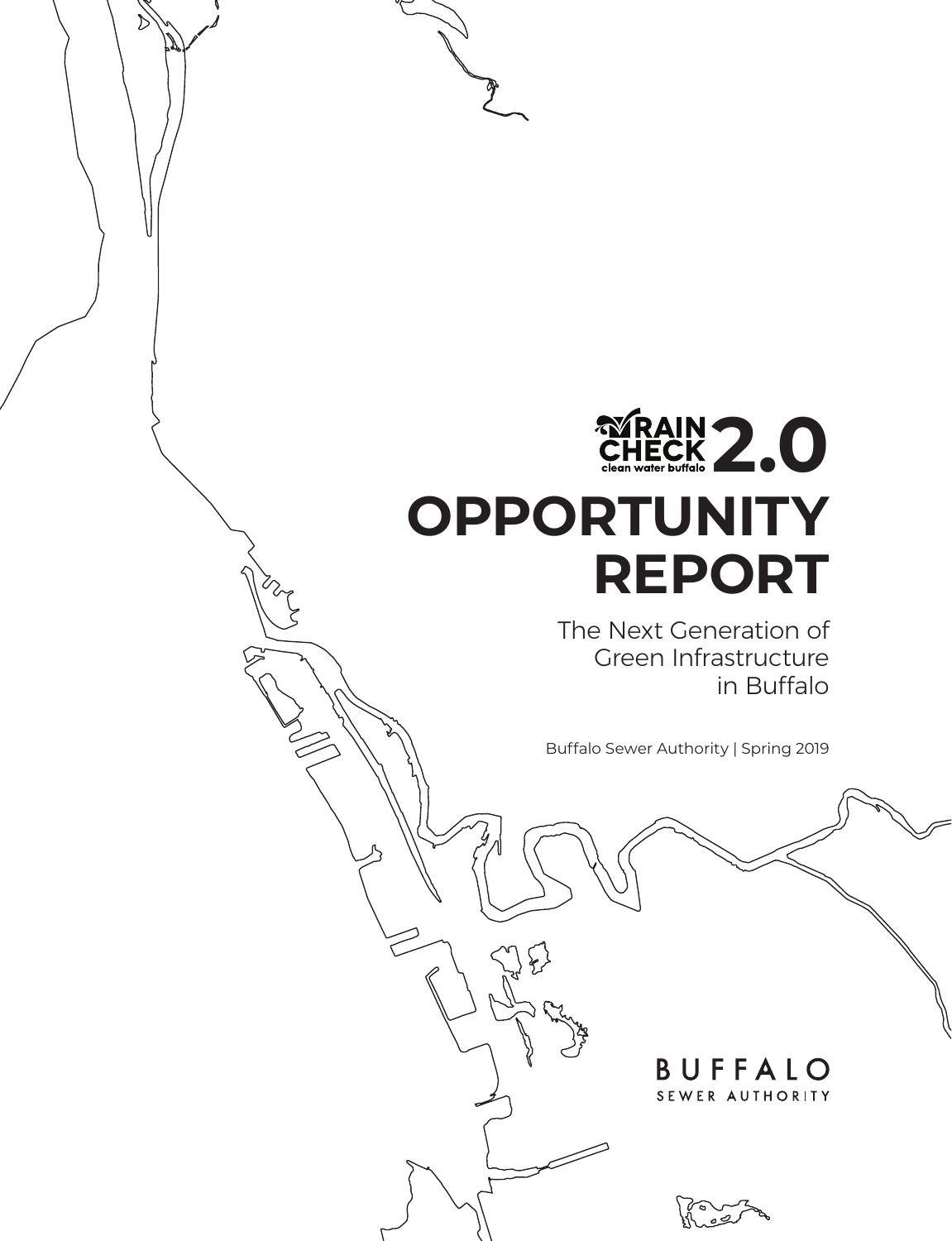RAIN CHECK 2.0
clean water buffalo

# OPPORTUNITY REPORT

## The Next Generation of Green Infrastructure in Buffalo

Buffalo Sewer Authority | Spring 2019

BUFFALO SEWER AUTHORITY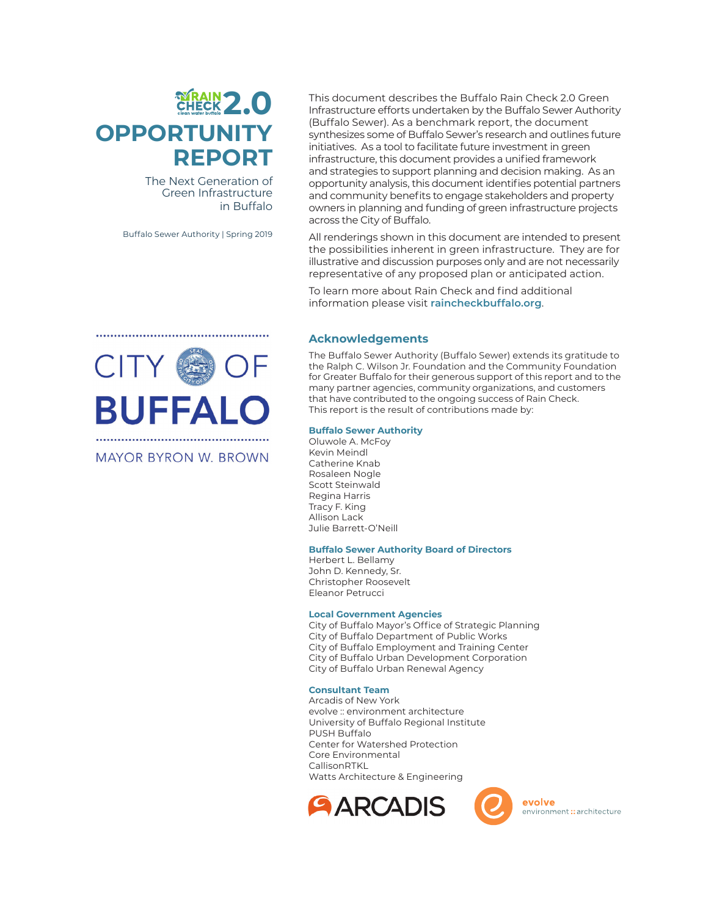# RAIN CHECK 2.0 OPPORTUNITY REPORT

The Next Generation of Green Infrastructure in Buffalo

Buffalo Sewer Authority | Spring 2019

This document describes the Buffalo Rain Check 2.0 Green Infrastructure efforts undertaken by the Buffalo Sewer Authority (Buffalo Sewer). As a benchmark report, the document synthesizes some of Buffalo Sewer's research and outlines future initiatives. As a tool to facilitate future investment in green infrastructure, this document provides a unified framework and strategies to support planning and decision making. As an opportunity analysis, this document identifies potential partners and community benefits to engage stakeholders and property owners in planning and funding of green infrastructure projects across the City of Buffalo.

All renderings shown in this document are intended to present the possibilities inherent in green infrastructure. They are for illustrative and discussion purposes only and are not necessarily representative of any proposed plan or anticipated action.

To learn more about Rain Check and find additional information please visit **raincheckbuffalo.org**.

CITY OF BUFFALO

MAYOR BYRON W. BROWN

## Acknowledgements

The Buffalo Sewer Authority (Buffalo Sewer) extends its gratitude to the Ralph C. Wilson Jr. Foundation and the Community Foundation for Greater Buffalo for their generous support of this report and to the many partner agencies, community organizations, and customers that have contributed to the ongoing success of Rain Check.
This report is the result of contributions made by:

### Buffalo Sewer Authority

Oluwole A. McFoy
Kevin Meindl
Catherine Knab
Rosaleen Nogle
Scott Steinwald
Regina Harris
Tracy F. King
Allison Lack
Julie Barrett-O'Neill

### Buffalo Sewer Authority Board of Directors

Herbert L. Bellamy
John D. Kennedy, Sr.
Christopher Roosevelt
Eleanor Petrucci

### Local Government Agencies

City of Buffalo Mayor's Office of Strategic Planning
City of Buffalo Department of Public Works
City of Buffalo Employment and Training Center
City of Buffalo Urban Development Corporation
City of Buffalo Urban Renewal Agency

### Consultant Team

Arcadis of New York
evolve :: environment architecture
University of Buffalo Regional Institute
PUSH Buffalo
Center for Watershed Protection
Core Environmental
CallisonRTKL
Watts Architecture & Engineering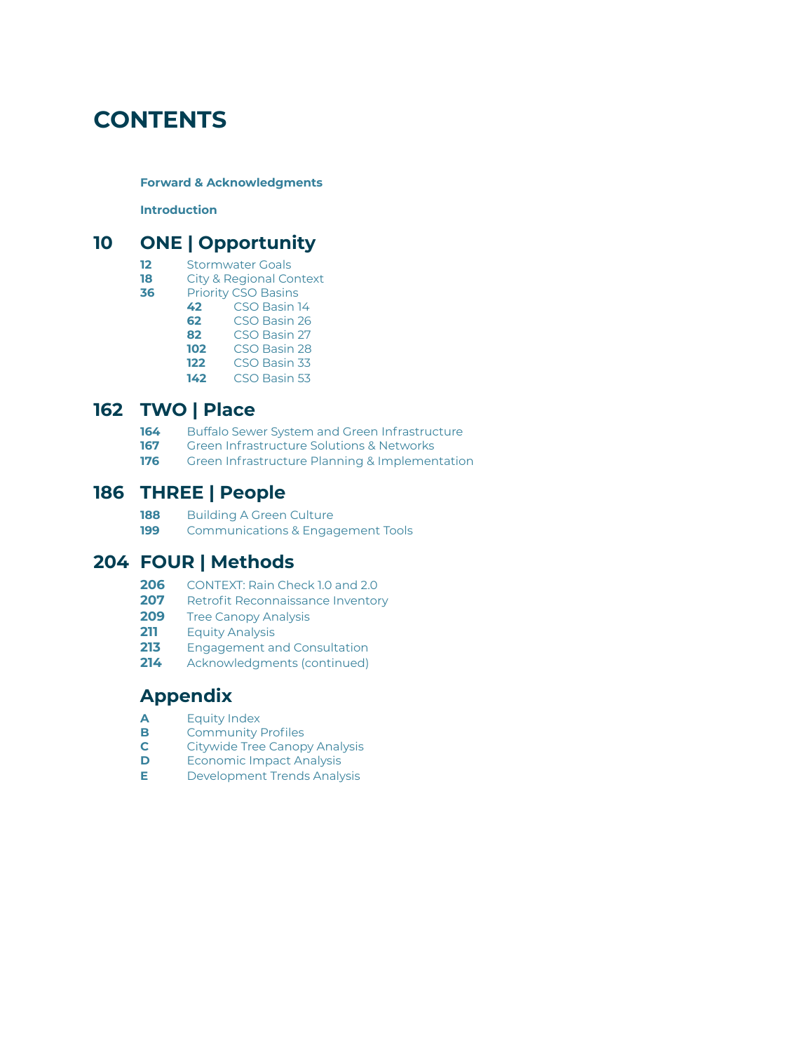# CONTENTS

**Forward & Acknowledgments**

**Introduction**

## 10 ONE | Opportunity

- **12** Stormwater Goals
- **18** City & Regional Context
- **36** Priority CSO Basins
  - **42** CSO Basin 14
  - **62** CSO Basin 26
  - **82** CSO Basin 27
  - **102** CSO Basin 28
  - **122** CSO Basin 33
  - **142** CSO Basin 53

## 162 TWO | Place

- **164** Buffalo Sewer System and Green Infrastructure
- **167** Green Infrastructure Solutions & Networks
- **176** Green Infrastructure Planning & Implementation

## 186 THREE | People

- **188** Building A Green Culture
- **199** Communications & Engagement Tools

## 204 FOUR | Methods

- **206** CONTEXT: Rain Check 1.0 and 2.0
- **207** Retrofit Reconnaissance Inventory
- **209** Tree Canopy Analysis
- **211** Equity Analysis
- **213** Engagement and Consultation
- **214** Acknowledgments (continued)

## Appendix

- **A** Equity Index
- **B** Community Profiles
- **C** Citywide Tree Canopy Analysis
- **D** Economic Impact Analysis
- **E** Development Trends Analysis